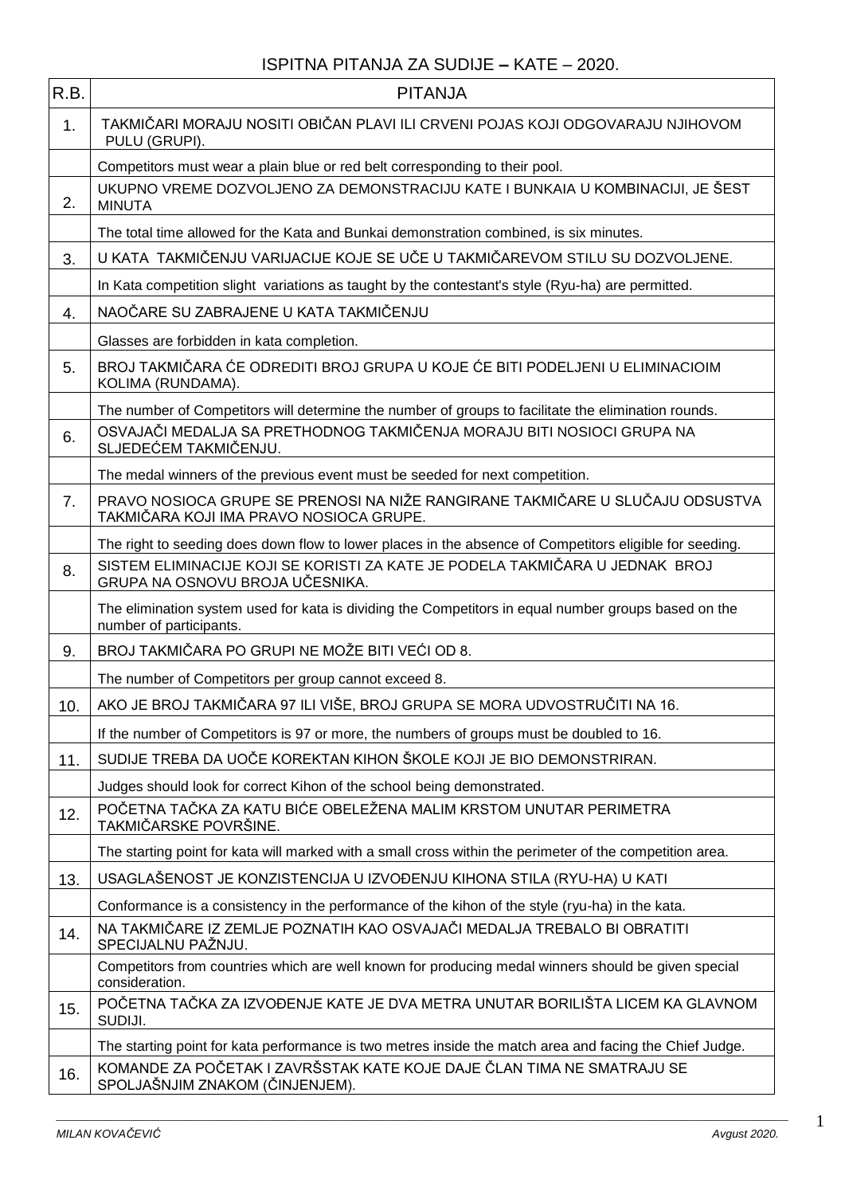# ISPITNA PITANJA ZA SUDIJE – KATE – 2020.

| R.B. | PITANJA |
|---|---|
| 1. | TAKMIČARI MORAJU NOSITI OBIČAN PLAVI ILI CRVENI POJAS KOJI ODGOVARAJU NJIHOVOM PULU (GRUPI). |
| | Competitors must wear a plain blue or red belt corresponding to their pool. |
| 2. | UKUPNO VREME DOZVOLJENO ZA DEMONSTRACIJU KATE I BUNKAIA U KOMBINACIJI, JE ŠEST MINUTA |
| | The total time allowed for the Kata and Bunkai demonstration combined, is six minutes. |
| 3. | U KATA TAKMIČENJU VARIJACIJE KOJE SE UČE U TAKMIČAREVOM STILU SU DOZVOLJENE. |
| | In Kata competition slight variations as taught by the contestant's style (Ryu-ha) are permitted. |
| 4. | NAOČARE SU ZABRAJENE U KATA TAKMIČENJU |
| | Glasses are forbidden in kata completion. |
| 5. | BROJ TAKMIČARA ĆE ODREDITI BROJ GRUPA U KOJE ĆE BITI PODELJENI U ELIMINACIOIM KOLIMA (RUNDAMA). |
| | The number of Competitors will determine the number of groups to facilitate the elimination rounds. |
| 6. | OSVAJAČI MEDALJA SA PRETHODNOG TAKMIČENJA MORAJU BITI NOSIOCI GRUPA NA SLJEDEĆEM TAKMIČENJU. |
| | The medal winners of the previous event must be seeded for next competition. |
| 7. | PRAVO NOSIOCA GRUPE SE PRENOSI NA NIŽE RANGIRANE TAKMIČARE U SLUČAJU ODSUSTVA TAKMIČARA KOJI IMA PRAVO NOSIOCA GRUPE. |
| | The right to seeding does down flow to lower places in the absence of Competitors eligible for seeding. |
| 8. | SISTEM ELIMINACIJE KOJI SE KORISTI ZA KATE JE PODELA TAKMIČARA U JEDNAK BROJ GRUPA NA OSNOVU BROJA UČESNIKA. |
| | The elimination system used for kata is dividing the Competitors in equal number groups based on the number of participants. |
| 9. | BROJ TAKMIČARA PO GRUPI NE MOŽE BITI VEĆI OD 8. |
| | The number of Competitors per group cannot exceed 8. |
| 10. | AKO JE BROJ TAKMIČARA 97 ILI VIŠE, BROJ GRUPA SE MORA UDVOSTRUČITI NA 16. |
| | If the number of Competitors is 97 or more, the numbers of groups must be doubled to 16. |
| 11. | SUDIJE TREBA DA UOČE KOREKTAN KIHON ŠKOLE KOJI JE BIO DEMONSTRIRAN. |
| | Judges should look for correct Kihon of the school being demonstrated. |
| 12. | POČETNA TAČKA ZA KATU BIĆE OBELEŽENA MALIM KRSTOM UNUTAR PERIMETRA TAKMIČARSKE POVRŠINE. |
| | The starting point for kata will marked with a small cross within the perimeter of the competition area. |
| 13. | USAGLAŠENOST JE KONZISTENCIJA U IZVOĐENJU KIHONA STILA (RYU-HA) U KATI |
| | Conformance is a consistency in the performance of the kihon of the style (ryu-ha) in the kata. |
| 14. | NA TAKMIČARE IZ ZEMLJE POZNATIH KAO OSVAJAČI MEDALJA TREBALO BI OBRATITI SPECIJALNU PAŽNJU. |
| | Competitors from countries which are well known for producing medal winners should be given special consideration. |
| 15. | POČETNA TAČKA ZA IZVOĐENJE KATE JE DVA METRA UNUTAR BORILIŠTA LICEM KA GLAVNOM SUDIJI. |
| | The starting point for kata performance is two metres inside the match area and facing the Chief Judge. |
| 16. | KOMANDE ZA POČETAK I ZAVRŠSTAK KATE KOJE DAJE ČLAN TIMA NE SMATRAJU SE SPOLJAŠNJIM ZNAKOM (ČINJENJEM). |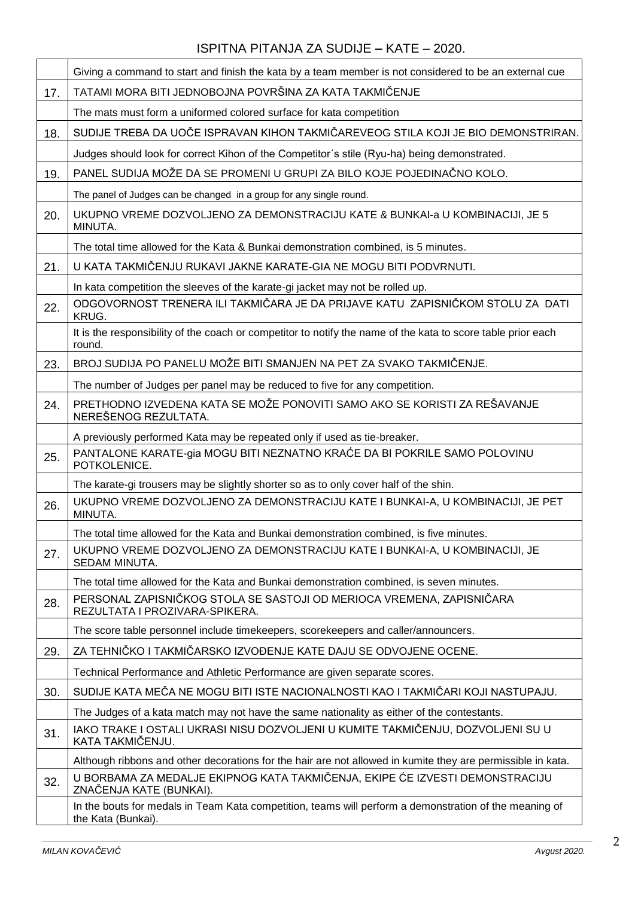# ISPITNA PITANJA ZA SUDIJE – KATE – 2020.

| | |
|---|---|
| | Giving a command to start and finish the kata by a team member is not considered to be an external cue |
| 17. | TATAMI MORA BITI JEDNOBOJNA POVRŠINA ZA KATA TAKMIČENJE |
| | The mats must form a uniformed colored surface for kata competition |
| 18. | SUDIJE TREBA DA UOČE ISPRAVAN KIHON TAKMIČAREVEOG STILA KOJI JE BIO DEMONSTRIRAN. |
| | Judges should look for correct Kihon of the Competitor´s stile (Ryu-ha) being demonstrated. |
| 19. | PANEL SUDIJA MOŽE DA SE PROMENI U GRUPI ZA BILO KOJE POJEDINAČNO KOLO. |
| | The panel of Judges can be changed in a group for any single round. |
| 20. | UKUPNO VREME DOZVOLJENO ZA DEMONSTRACIJU KATE & BUNKAI-a U KOMBINACIJI, JE 5 MINUTA. |
| | The total time allowed for the Kata & Bunkai demonstration combined, is 5 minutes. |
| 21. | U KATA TAKMIČENJU RUKAVI JAKNE KARATE-GIA NE MOGU BITI PODVRNUTI. |
| | In kata competition the sleeves of the karate-gi jacket may not be rolled up. |
| 22. | ODGOVORNOST TRENERA ILI TAKMIČARA JE DA PRIJAVE KATU ZAPISNIČKOM STOLU ZA DATI KRUG. |
| | It is the responsibility of the coach or competitor to notify the name of the kata to score table prior each round. |
| 23. | BROJ SUDIJA PO PANELU MOŽE BITI SMANJEN NA PET ZA SVAKO TAKMIČENJE. |
| | The number of Judges per panel may be reduced to five for any competition. |
| 24. | PRETHODNO IZVEDENA KATA SE MOŽE PONOVITI SAMO AKO SE KORISTI ZA REŠAVANJE NEREŠENOG REZULTATA. |
| | A previously performed Kata may be repeated only if used as tie-breaker. |
| 25. | PANTALONE KARATE-gia MOGU BITI NEZNATNO KRAĆE DA BI POKRILE SAMO POLOVINU POTKOLENICE. |
| | The karate-gi trousers may be slightly shorter so as to only cover half of the shin. |
| 26. | UKUPNO VREME DOZVOLJENO ZA DEMONSTRACIJU KATE I BUNKAI-A, U KOMBINACIJI, JE PET MINUTA. |
| | The total time allowed for the Kata and Bunkai demonstration combined, is five minutes. |
| 27. | UKUPNO VREME DOZVOLJENO ZA DEMONSTRACIJU KATE I BUNKAI-A, U KOMBINACIJI, JE SEDAM MINUTA. |
| | The total time allowed for the Kata and Bunkai demonstration combined, is seven minutes. |
| 28. | PERSONAL ZAPISNIČKOG STOLA SE SASTOJI OD MERIOCA VREMENA, ZAPISNIČARA REZULTATA I PROZIVARA-SPIKERA. |
| | The score table personnel include timekeepers, scorekeepers and caller/announcers. |
| 29. | ZA TEHNIČKO I TAKMIČARSKO IZVOĐENJE KATE DAJU SE ODVOJENE OCENE. |
| | Technical Performance and Athletic Performance are given separate scores. |
| 30. | SUDIJE KATA MEČA NE MOGU BITI ISTE NACIONALNOSTI KAO I TAKMIČARI KOJI NASTUPAJU. |
| | The Judges of a kata match may not have the same nationality as either of the contestants. |
| 31. | IAKO TRAKE I OSTALI UKRASI NISU DOZVOLJENI U KUMITE TAKMIČENJU, DOZVOLJENI SU U KATA TAKMIČENJU. |
| | Although ribbons and other decorations for the hair are not allowed in kumite they are permissible in kata. |
| 32. | U BORBAMA ZA MEDALJE EKIPNOG KATA TAKMIČENJA, EKIPE ĆE IZVESTI DEMONSTRACIJU ZNAČENJA KATE (BUNKAI). |
| | In the bouts for medals in Team Kata competition, teams will perform a demonstration of the meaning of the Kata (Bunkai). |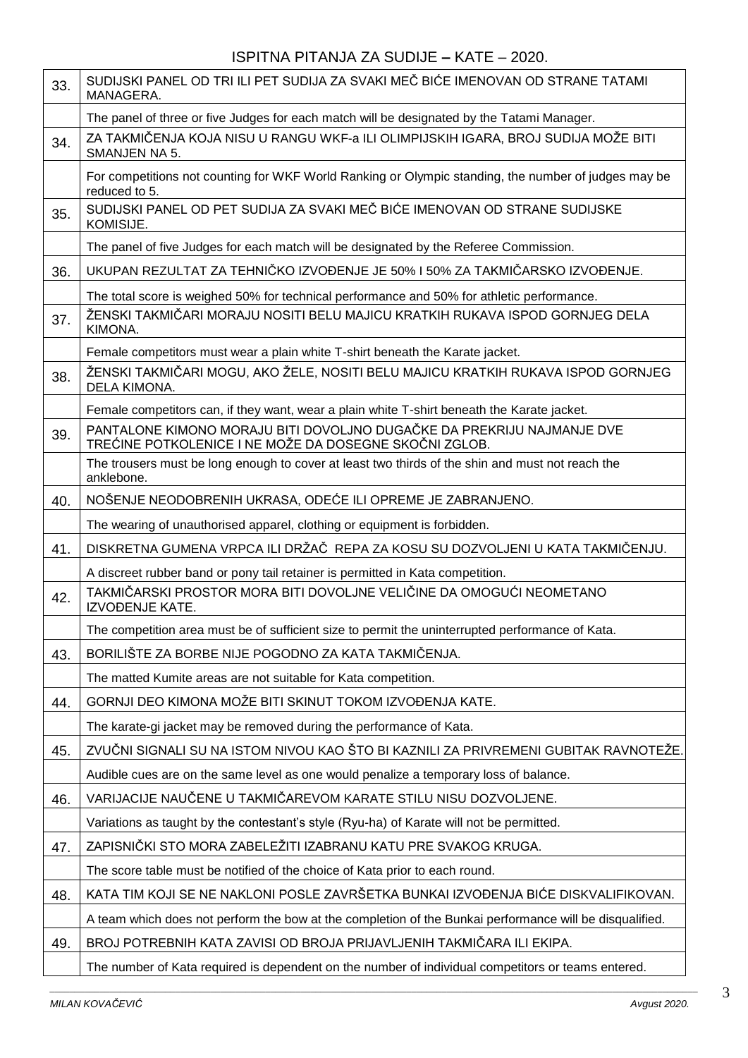## ISPITNA PITANJA ZA SUDIJE – KATE – 2020.

| | |
|---|---|
| 33. | SUDIJSKI PANEL OD TRI ILI PET SUDIJA ZA SVAKI MEČ BIĆE IMENOVAN OD STRANE TATAMI MANAGERA. |
| | The panel of three or five Judges for each match will be designated by the Tatami Manager. |
| 34. | ZA TAKMIČENJA KOJA NISU U RANGU WKF-a ILI OLIMPIJSKIH IGARA, BROJ SUDIJA MOŽE BITI SMANJEN NA 5. |
| | For competitions not counting for WKF World Ranking or Olympic standing, the number of judges may be reduced to 5. |
| 35. | SUDIJSKI PANEL OD PET SUDIJA ZA SVAKI MEČ BIĆE IMENOVAN OD STRANE SUDIJSKE KOMISIJE. |
| | The panel of five Judges for each match will be designated by the Referee Commission. |
| 36. | UKUPAN REZULTAT ZA TEHNIČKO IZVOĐENJE JE 50% I 50% ZA TAKMIČARSKO IZVOĐENJE. |
| | The total score is weighed 50% for technical performance and 50% for athletic performance. |
| 37. | ŽENSKI TAKMIČARI MORAJU NOSITI BELU MAJICU KRATKIH RUKAVA ISPOD GORNJEG DELA KIMONA. |
| | Female competitors must wear a plain white T-shirt beneath the Karate jacket. |
| 38. | ŽENSKI TAKMIČARI MOGU, AKO ŽELE, NOSITI BELU MAJICU KRATKIH RUKAVA ISPOD GORNJEG DELA KIMONA. |
| | Female competitors can, if they want, wear a plain white T-shirt beneath the Karate jacket. |
| 39. | PANTALONE KIMONO MORAJU BITI DOVOLJNO DUGAČKE DA PREKRIJU NAJMANJE DVE TREĆINE POTKOLENICE I NE MOŽE DA DOSEGNE SKOČNI ZGLOB. |
| | The trousers must be long enough to cover at least two thirds of the shin and must not reach the anklebone. |
| 40. | NOŠENJE NEODOBRENIH UKRASA, ODEĆE ILI OPREME JE ZABRANJENO. |
| | The wearing of unauthorised apparel, clothing or equipment is forbidden. |
| 41. | DISKRETNA GUMENA VRPCA ILI DRŽAČ REPA ZA KOSU SU DOZVOLJENI U KATA TAKMIČENJU. |
| | A discreet rubber band or pony tail retainer is permitted in Kata competition. |
| 42. | TAKMIČARSKI PROSTOR MORA BITI DOVOLJNE VELIČINE DA OMOGUĆI NEOMETANO IZVOĐENJE KATE. |
| | The competition area must be of sufficient size to permit the uninterrupted performance of Kata. |
| 43. | BORILIŠTE ZA BORBE NIJE POGODNO ZA KATA TAKMIČENJA. |
| | The matted Kumite areas are not suitable for Kata competition. |
| 44. | GORNJI DEO KIMONA MOŽE BITI SKINUT TOKOM IZVOĐENJA KATE. |
| | The karate-gi jacket may be removed during the performance of Kata. |
| 45. | ZVUČNI SIGNALI SU NA ISTOM NIVOU KAO ŠTO BI KAZNILI ZA PRIVREMENI GUBITAK RAVNOTEŽE. |
| | Audible cues are on the same level as one would penalize a temporary loss of balance. |
| 46. | VARIJACIJE NAUČENE U TAKMIČAREVOM KARATE STILU NISU DOZVOLJENE. |
| | Variations as taught by the contestant's style (Ryu-ha) of Karate will not be permitted. |
| 47. | ZAPISNIČKI STO MORA ZABELEŽITI IZABRANU KATU PRE SVAKOG KRUGA. |
| | The score table must be notified of the choice of Kata prior to each round. |
| 48. | KATA TIM KOJI SE NE NAKLONI POSLE ZAVRŠETKA BUNKAI IZVOĐENJA BIĆE DISKVALIFIKOVAN. |
| | A team which does not perform the bow at the completion of the Bunkai performance will be disqualified. |
| 49. | BROJ POTREBNIH KATA ZAVISI OD BROJA PRIJAVLJENIH TAKMIČARA ILI EKIPA. |
| | The number of Kata required is dependent on the number of individual competitors or teams entered. |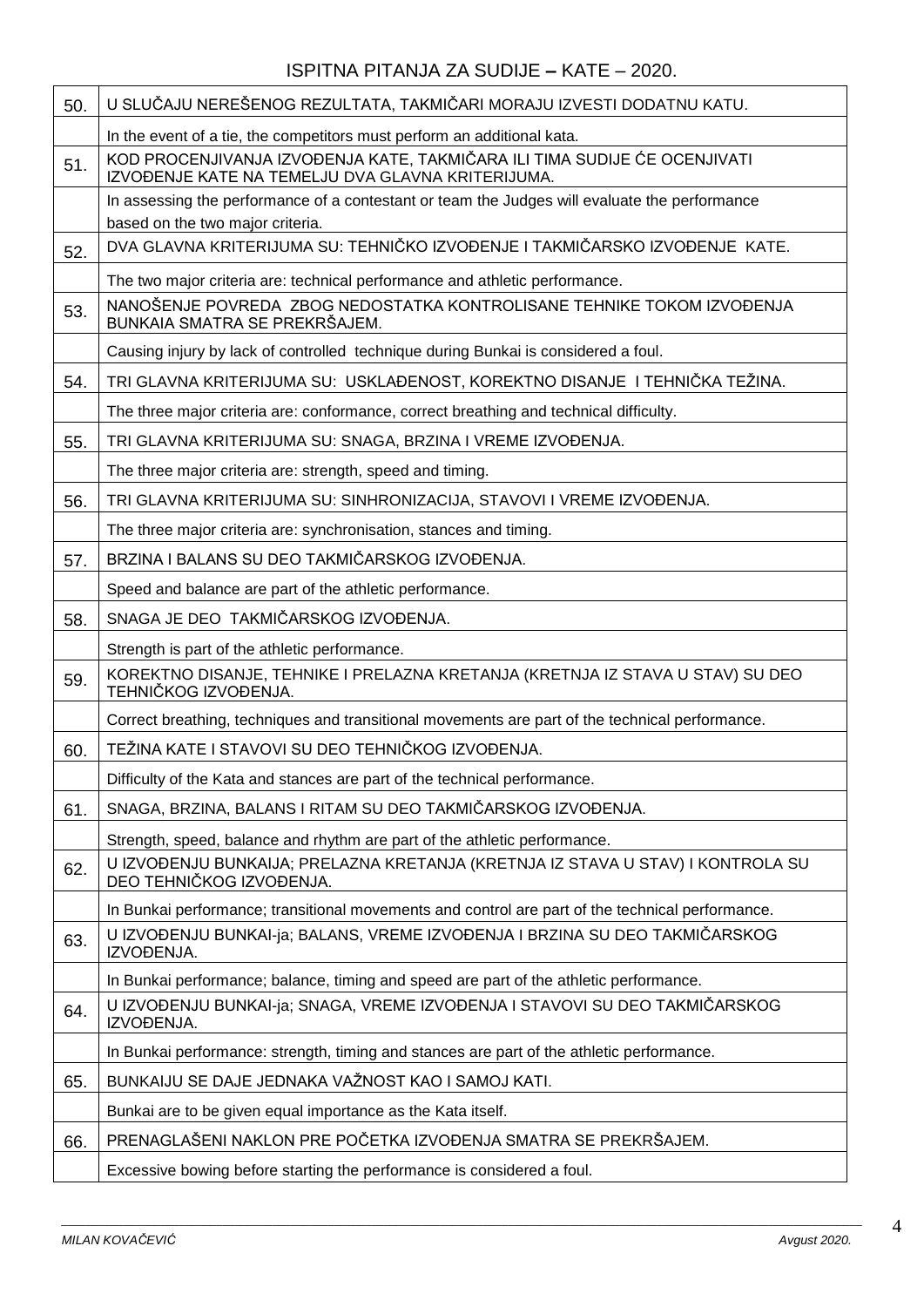## ISPITNA PITANJA ZA SUDIJE – KATE – 2020.

| | |
|---|---|
| 50. | U SLUČAJU NEREŠENOG REZULTATA, TAKMIČARI MORAJU IZVESTI DODATNU KATU. |
| | In the event of a tie, the competitors must perform an additional kata. |
| 51. | KOD PROCENJIVANJA IZVOĐENJA KATE, TAKMIČARA ILI TIMA SUDIJE ĆE OCENJIVATI IZVOĐENJE KATE NA TEMELJU DVA GLAVNA KRITERIJUMA. |
| | In assessing the performance of a contestant or team the Judges will evaluate the performance based on the two major criteria. |
| 52. | DVA GLAVNA KRITERIJUMA SU: TEHNIČKO IZVOĐENJE I TAKMIČARSKO IZVOĐENJE KATE. |
| | The two major criteria are: technical performance and athletic performance. |
| 53. | NANOŠENJE POVREDA ZBOG NEDOSTATKA KONTROLISANE TEHNIKE TOKOM IZVOĐENJA BUNKAIA SMATRA SE PREKRŠAJEM. |
| | Causing injury by lack of controlled technique during Bunkai is considered a foul. |
| 54. | TRI GLAVNA KRITERIJUMA SU: USKLAĐENOST, KOREKTNO DISANJE I TEHNIČKA TEŽINA. |
| | The three major criteria are: conformance, correct breathing and technical difficulty. |
| 55. | TRI GLAVNA KRITERIJUMA SU: SNAGA, BRZINA I VREME IZVOĐENJA. |
| | The three major criteria are: strength, speed and timing. |
| 56. | TRI GLAVNA KRITERIJUMA SU: SINHRONIZACIJA, STAVOVI I VREME IZVOĐENJA. |
| | The three major criteria are: synchronisation, stances and timing. |
| 57. | BRZINA I BALANS SU DEO TAKMIČARSKOG IZVOĐENJA. |
| | Speed and balance are part of the athletic performance. |
| 58. | SNAGA JE DEO TAKMIČARSKOG IZVOĐENJA. |
| | Strength is part of the athletic performance. |
| 59. | KOREKTNO DISANJE, TEHNIKE I PRELAZNA KRETANJA (KRETNJA IZ STAVA U STAV) SU DEO TEHNIČKOG IZVOĐENJA. |
| | Correct breathing, techniques and transitional movements are part of the technical performance. |
| 60. | TEŽINA KATE I STAVOVI SU DEO TEHNIČKOG IZVOĐENJA. |
| | Difficulty of the Kata and stances are part of the technical performance. |
| 61. | SNAGA, BRZINA, BALANS I RITAM SU DEO TAKMIČARSKOG IZVOĐENJA. |
| | Strength, speed, balance and rhythm are part of the athletic performance. |
| 62. | U IZVOĐENJU BUNKAIJA; PRELAZNA KRETANJA (KRETNJA IZ STAVA U STAV) I KONTROLA SU DEO TEHNIČKOG IZVOĐENJA. |
| | In Bunkai performance; transitional movements and control are part of the technical performance. |
| 63. | U IZVOĐENJU BUNKAI-ja; BALANS, VREME IZVOĐENJA I BRZINA SU DEO TAKMIČARSKOG IZVOĐENJA. |
| | In Bunkai performance; balance, timing and speed are part of the athletic performance. |
| 64. | U IZVOĐENJU BUNKAI-ja; SNAGA, VREME IZVOĐENJA I STAVOVI SU DEO TAKMIČARSKOG IZVOĐENJA. |
| | In Bunkai performance: strength, timing and stances are part of the athletic performance. |
| 65. | BUNKAIJU SE DAJE JEDNAKA VAŽNOST KAO I SAMOJ KATI. |
| | Bunkai are to be given equal importance as the Kata itself. |
| 66. | PRENAGLAŠENI NAKLON PRE POČETKA IZVOĐENJA SMATRA SE PREKRŠAJEM. |
| | Excessive bowing before starting the performance is considered a foul. |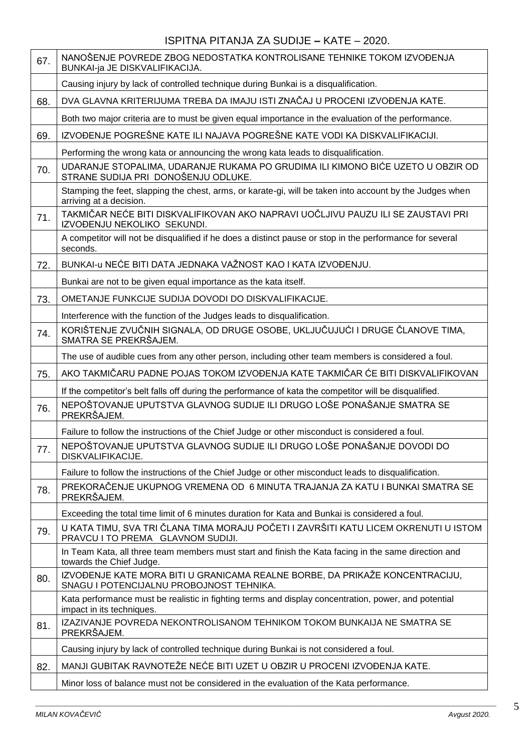ISPITNA PITANJA ZA SUDIJE – KATE – 2020.

| | |
|---|---|
| 67. | NANOŠENJE POVREDE ZBOG NEDOSTATKA KONTROLISANE TEHNIKE TOKOM IZVOĐENJA BUNKAI-ja JE DISKVALIFIKACIJA. |
| | Causing injury by lack of controlled technique during Bunkai is a disqualification. |
| 68. | DVA GLAVNA KRITERIJUMA TREBA DA IMAJU ISTI ZNAČAJ U PROCENI IZVOĐENJA KATE. |
| | Both two major criteria are to must be given equal importance in the evaluation of the performance. |
| 69. | IZVOĐENJE POGREŠNE KATE ILI NAJAVA POGREŠNE KATE VODI KA DISKVALIFIKACIJI. |
| | Performing the wrong kata or announcing the wrong kata leads to disqualification. |
| 70. | UDARANJE STOPALIMA, UDARANJE RUKAMA PO GRUDIMA ILI KIMONO BIĆE UZETO U OBZIR OD STRANE SUDIJA PRI DONOŠENJU ODLUKE. |
| | Stamping the feet, slapping the chest, arms, or karate-gi, will be taken into account by the Judges when arriving at a decision. |
| 71. | TAKMIČAR NEĆE BITI DISKVALIFIKOVAN AKO NAPRAVI UOČLJIVU PAUZU ILI SE ZAUSTAVI PRI IZVOĐENJU NEKOLIKO SEKUNDI. |
| | A competitor will not be disqualified if he does a distinct pause or stop in the performance for several seconds. |
| 72. | BUNKAI-u NEĆE BITI DATA JEDNAKA VAŽNOST KAO I KATA IZVOĐENJU. |
| | Bunkai are not to be given equal importance as the kata itself. |
| 73. | OMETANJE FUNKCIJE SUDIJA DOVODI DO DISKVALIFIKACIJE. |
| | Interference with the function of the Judges leads to disqualification. |
| 74. | KORIŠTENJE ZVUČNIH SIGNALA, OD DRUGE OSOBE, UKLJUČUJUĆI I DRUGE ČLANOVE TIMA, SMATRA SE PREKRŠAJEM. |
| | The use of audible cues from any other person, including other team members is considered a foul. |
| 75. | AKO TAKMIČARU PADNE POJAS TOKOM IZVOĐENJA KATE TAKMIČAR ĆE BITI DISKVALIFIKOVAN |
| | If the competitor's belt falls off during the performance of kata the competitor will be disqualified. |
| 76. | NEPOŠTOVANJE UPUTSTVA GLAVNOG SUDIJE ILI DRUGO LOŠE PONAŠANJE SMATRA SE PREKRŠAJEM. |
| | Failure to follow the instructions of the Chief Judge or other misconduct is considered a foul. |
| 77. | NEPOŠTOVANJE UPUTSTVA GLAVNOG SUDIJE ILI DRUGO LOŠE PONAŠANJE DOVODI DO DISKVALIFIKACIJE. |
| | Failure to follow the instructions of the Chief Judge or other misconduct leads to disqualification. |
| 78. | PREKORAČENJE UKUPNOG VREMENA OD 6 MINUTA TRAJANJA ZA KATU I BUNKAI SMATRA SE PREKRŠAJEM. |
| | Exceeding the total time limit of 6 minutes duration for Kata and Bunkai is considered a foul. |
| 79. | U KATA TIMU, SVA TRI ČLANA TIMA MORAJU POČETI I ZAVRŠITI KATU LICEM OKRENUTI U ISTOM PRAVCU I TO PREMA GLAVNOM SUDIJI. |
| | In Team Kata, all three team members must start and finish the Kata facing in the same direction and towards the Chief Judge. |
| 80. | IZVOĐENJE KATE MORA BITI U GRANICAMA REALNE BORBE, DA PRIKAŽE KONCENTRACIJU, SNAGU I POTENCIJALNU PROBOJNOST TEHNIKA. |
| | Kata performance must be realistic in fighting terms and display concentration, power, and potential impact in its techniques. |
| 81. | IZAZIVANJE POVREDA NEKONTROLISANOM TEHNIKOM TOKOM BUNKAIJA NE SMATRA SE PREKRŠAJEM. |
| | Causing injury by lack of controlled technique during Bunkai is not considered a foul. |
| 82. | MANJI GUBITAK RAVNOTEŽE NEĆE BITI UZET U OBZIR U PROCENI IZVOĐENJA KATE. |
| | Minor loss of balance must not be considered in the evaluation of the Kata performance. |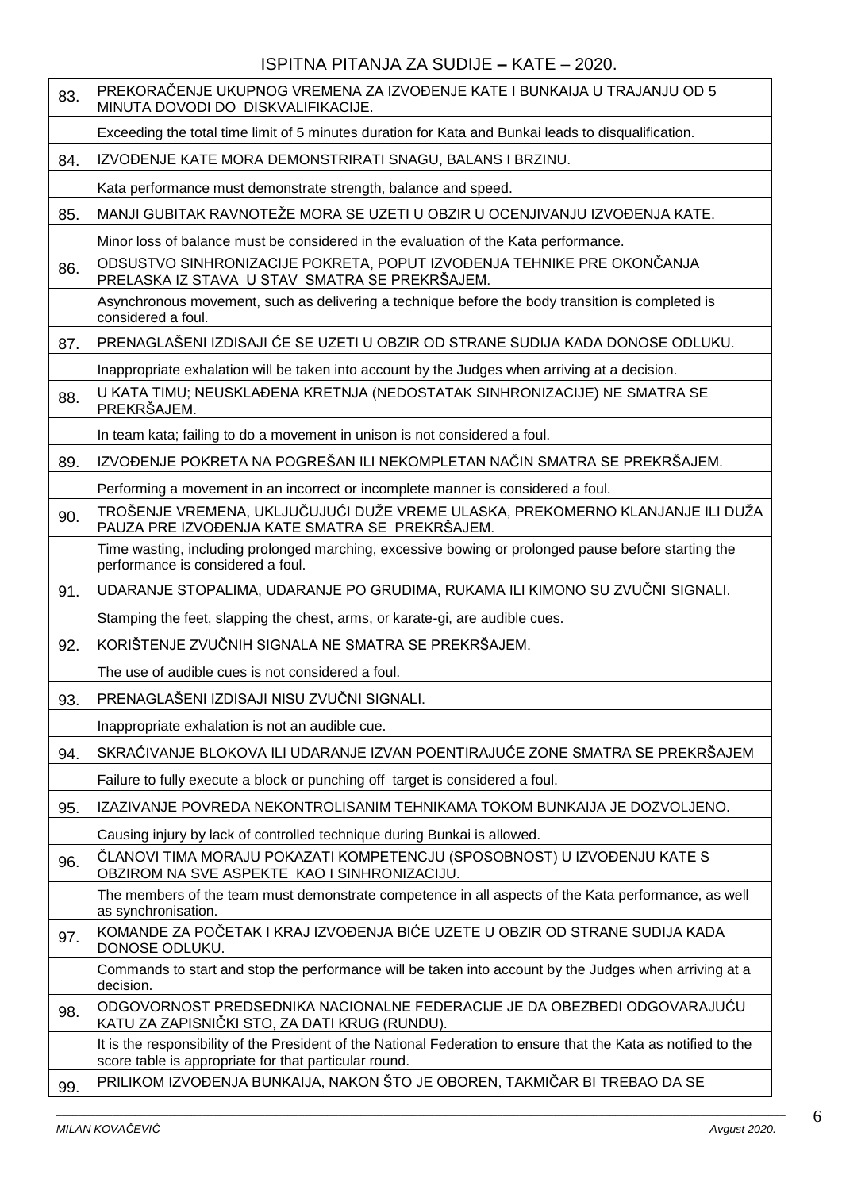| | |
|---|---|
| 83. | PREKORAČENJE UKUPNOG VREMENA ZA IZVOĐENJE KATE I BUNKAIJA U TRAJANJU OD 5 MINUTA DOVODI DO DISKVALIFIKACIJE. |
| | Exceeding the total time limit of 5 minutes duration for Kata and Bunkai leads to disqualification. |
| 84. | IZVOĐENJE KATE MORA DEMONSTRIRATI SNAGU, BALANS I BRZINU. |
| | Kata performance must demonstrate strength, balance and speed. |
| 85. | MANJI GUBITAK RAVNOTEŽE MORA SE UZETI U OBZIR U OCENJIVANJU IZVOĐENJA KATE. |
| | Minor loss of balance must be considered in the evaluation of the Kata performance. |
| 86. | ODSUSTVO SINHRONIZACIJE POKRETA, POPUT IZVOĐENJA TEHNIKE PRE OKONČANJA PRELASKA IZ STAVA U STAV SMATRA SE PREKRŠAJEM. |
| | Asynchronous movement, such as delivering a technique before the body transition is completed is considered a foul. |
| 87. | PRENAGLAŠENI IZDISAJI ĆE SE UZETI U OBZIR OD STRANE SUDIJA KADA DONOSE ODLUKU. |
| | Inappropriate exhalation will be taken into account by the Judges when arriving at a decision. |
| 88. | U KATA TIMU; NEUSKLAĐENA KRETNJA (NEDOSTATAK SINHRONIZACIJE) NE SMATRA SE PREKRŠAJEM. |
| | In team kata; failing to do a movement in unison is not considered a foul. |
| 89. | IZVOĐENJE POKRETA NA POGREŠAN ILI NEKOMPLETAN NAČIN SMATRA SE PREKRŠAJEM. |
| | Performing a movement in an incorrect or incomplete manner is considered a foul. |
| 90. | TROŠENJE VREMENA, UKLJUČUJUĆI DUŽE VREME ULASKA, PREKOMERNO KLANJANJE ILI DUŽA PAUZA PRE IZVOĐENJA KATE SMATRA SE PREKRŠAJEM. |
| | Time wasting, including prolonged marching, excessive bowing or prolonged pause before starting the performance is considered a foul. |
| 91. | UDARANJE STOPALIMA, UDARANJE PO GRUDIMA, RUKAMA ILI KIMONO SU ZVUČNI SIGNALI. |
| | Stamping the feet, slapping the chest, arms, or karate-gi, are audible cues. |
| 92. | KORIŠTENJE ZVUČNIH SIGNALA NE SMATRA SE PREKRŠAJEM. |
| | The use of audible cues is not considered a foul. |
| 93. | PRENAGLAŠENI IZDISAJI NISU ZVUČNI SIGNALI. |
| | Inappropriate exhalation is not an audible cue. |
| 94. | SKRAĆIVANJE BLOKOVA ILI UDARANJE IZVAN POENTIRAJUĆE ZONE SMATRA SE PREKRŠAJEM |
| | Failure to fully execute a block or punching off target is considered a foul. |
| 95. | IZAZIVANJE POVREDA NEKONTROLISANIM TEHNIKAMA TOKOM BUNKAIJA JE DOZVOLJENO. |
| | Causing injury by lack of controlled technique during Bunkai is allowed. |
| 96. | ČLANOVI TIMA MORAJU POKAZATI KOMPETENCJU (SPOSOBNOST) U IZVOĐENJU KATE S OBZIROM NA SVE ASPEKTE KAO I SINHRONIZACIJU. |
| | The members of the team must demonstrate competence in all aspects of the Kata performance, as well as synchronisation. |
| 97. | KOMANDE ZA POČETAK I KRAJ IZVOĐENJA BIĆE UZETE U OBZIR OD STRANE SUDIJA KADA DONOSE ODLUKU. |
| | Commands to start and stop the performance will be taken into account by the Judges when arriving at a decision. |
| 98. | ODGOVORNOST PREDSEDNIKA NACIONALNE FEDERACIJE JE DA OBEZBEDI ODGOVARAJUĆU KATU ZA ZAPISNIČKI STO, ZA DATI KRUG (RUNDU). |
| | It is the responsibility of the President of the National Federation to ensure that the Kata as notified to the score table is appropriate for that particular round. |
| 99. | PRILIKOM IZVOĐENJA BUNKAIJA, NAKON ŠTO JE OBOREN, TAKMIČAR BI TREBAO DA SE |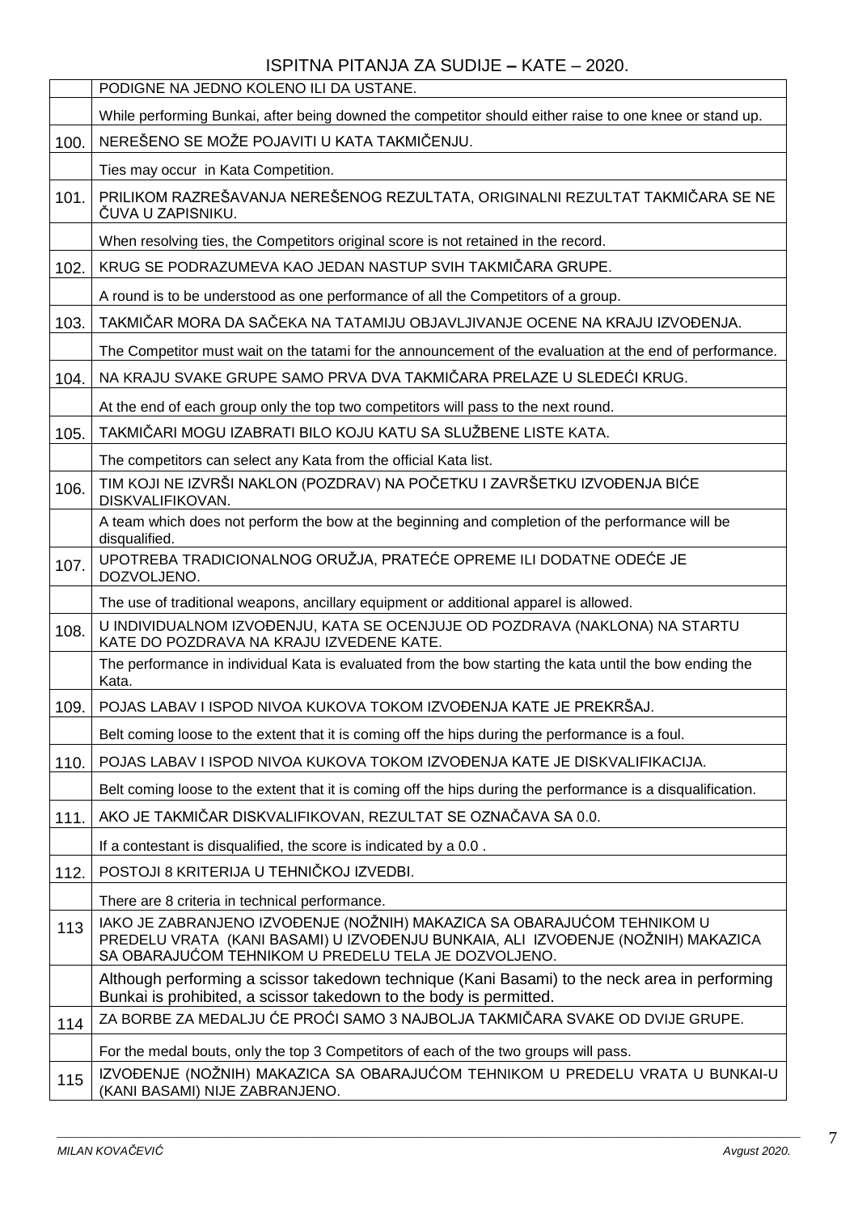# ISPITNA PITANJA ZA SUDIJE – KATE – 2020.

| | |
|---|---|
| | PODIGNE NA JEDNO KOLENO ILI DA USTANE. |
| | While performing Bunkai, after being downed the competitor should either raise to one knee or stand up. |
| 100. | NEREŠENO SE MOŽE POJAVITI U KATA TAKMIČENJU. |
| | Ties may occur in Kata Competition. |
| 101. | PRILIKOM RAZREŠAVANJA NEREŠENOG REZULTATA, ORIGINALNI REZULTAT TAKMIČARA SE NE ČUVA U ZAPISNIKU. |
| | When resolving ties, the Competitors original score is not retained in the record. |
| 102. | KRUG SE PODRAZUMEVA KAO JEDAN NASTUP SVIH TAKMIČARA GRUPE. |
| | A round is to be understood as one performance of all the Competitors of a group. |
| 103. | TAKMIČAR MORA DA SAČEKA NA TATAMIJU OBJAVLJIVANJE OCENE NA KRAJU IZVOĐENJA. |
| | The Competitor must wait on the tatami for the announcement of the evaluation at the end of performance. |
| 104. | NA KRAJU SVAKE GRUPE SAMO PRVA DVA TAKMIČARA PRELAZE U SLEDEĆI KRUG. |
| | At the end of each group only the top two competitors will pass to the next round. |
| 105. | TAKMIČARI MOGU IZABRATI BILO KOJU KATU SA SLUŽBENE LISTE KATA. |
| | The competitors can select any Kata from the official Kata list. |
| 106. | TIM KOJI NE IZVRŠI NAKLON (POZDRAV) NA POČETKU I ZAVRŠETKU IZVOĐENJA BIĆE DISKVALIFIKOVAN. |
| | A team which does not perform the bow at the beginning and completion of the performance will be disqualified. |
| 107. | UPOTREBA TRADICIONALNOG ORUŽJA, PRATEĆE OPREME ILI DODATNE ODEĆE JE DOZVOLJENO. |
| | The use of traditional weapons, ancillary equipment or additional apparel is allowed. |
| 108. | U INDIVIDUALNOM IZVOĐENJU, KATA SE OCENJUJE OD POZDRAVA (NAKLONA) NA STARTU KATE DO POZDRAVA NA KRAJU IZVEDENE KATE. |
| | The performance in individual Kata is evaluated from the bow starting the kata until the bow ending the Kata. |
| 109. | POJAS LABAV I ISPOD NIVOA KUKOVA TOKOM IZVOĐENJA KATE JE PREKRŠAJ. |
| | Belt coming loose to the extent that it is coming off the hips during the performance is a foul. |
| 110. | POJAS LABAV I ISPOD NIVOA KUKOVA TOKOM IZVOĐENJA KATE JE DISKVALIFIKACIJA. |
| | Belt coming loose to the extent that it is coming off the hips during the performance is a disqualification. |
| 111. | AKO JE TAKMIČAR DISKVALIFIKOVAN, REZULTAT SE OZNAČAVA SA 0.0. |
| | If a contestant is disqualified, the score is indicated by a 0.0 . |
| 112. | POSTOJI 8 KRITERIJA U TEHNIČKOJ IZVEDBI. |
| | There are 8 criteria in technical performance. |
| 113 | IAKO JE ZABRANJENO IZVOĐENJE (NOŽNIH) MAKAZICA SA OBARAJUĆOM TEHNIKOM U PREDELU VRATA (KANI BASAMI) U IZVOĐENJU BUNKAIA, ALI IZVOĐENJE (NOŽNIH) MAKAZICA SA OBARAJUĆOM TEHNIKOM U PREDELU TELA JE DOZVOLJENO. |
| | Although performing a scissor takedown technique (Kani Basami) to the neck area in performing Bunkai is prohibited, a scissor takedown to the body is permitted. |
| 114 | ZA BORBE ZA MEDALJU ĆE PROĆI SAMO 3 NAJBOLJA TAKMIČARA SVAKE OD DVIJE GRUPE. |
| | For the medal bouts, only the top 3 Competitors of each of the two groups will pass. |
| 115 | IZVOĐENJE (NOŽNIH) MAKAZICA SA OBARAJUĆOM TEHNIKOM U PREDELU VRATA U BUNKAI-U (KANI BASAMI) NIJE ZABRANJENO. |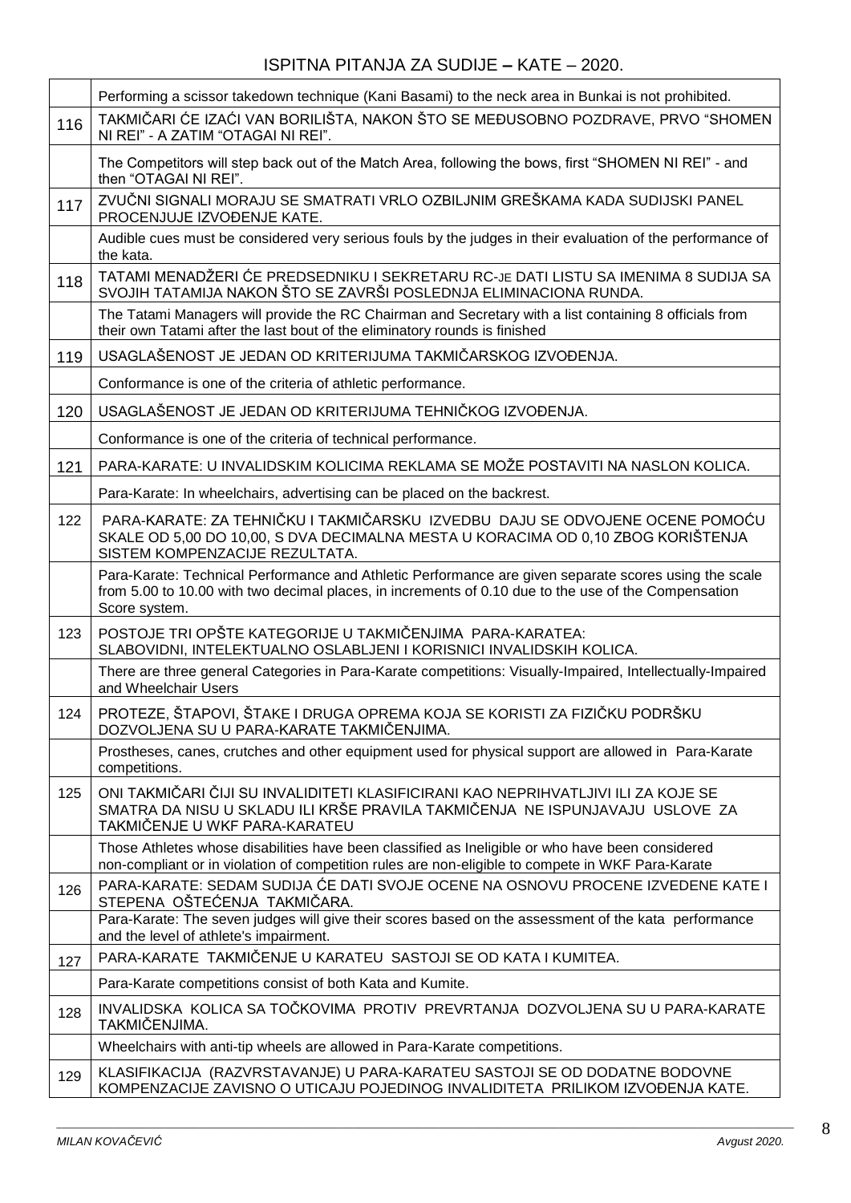| | |
|---|---|
| | Performing a scissor takedown technique (Kani Basami) to the neck area in Bunkai is not prohibited. |
| 116 | TAKMIČARI ĆE IZAĆI VAN BORILIŠTA, NAKON ŠTO SE MEĐUSOBNO POZDRAVE, PRVO "SHOMEN NI REI" - A ZATIM "OTAGAI NI REI". |
| | The Competitors will step back out of the Match Area, following the bows, first "SHOMEN NI REI" - and then "OTAGAI NI REI". |
| 117 | ZVUČNI SIGNALI MORAJU SE SMATRATI VRLO OZBILJNIM GREŠKAMA KADA SUDIJSKI PANEL PROCENJUJE IZVOĐENJE KATE. |
| | Audible cues must be considered very serious fouls by the judges in their evaluation of the performance of the kata. |
| 118 | TATAMI MENADŽERI ĆE PREDSEDNIKU I SEKRETARU RC-JE DATI LISTU SA IMENIMA 8 SUDIJA SA SVOJIH TATAMIJA NAKON ŠTO SE ZAVRŠI POSLEDNJA ELIMINACIONA RUNDA. |
| | The Tatami Managers will provide the RC Chairman and Secretary with a list containing 8 officials from their own Tatami after the last bout of the eliminatory rounds is finished |
| 119 | USAGLAŠENOST JE JEDAN OD KRITERIJUMA TAKMIČARSKOG IZVOĐENJA. |
| | Conformance is one of the criteria of athletic performance. |
| 120 | USAGLAŠENOST JE JEDAN OD KRITERIJUMA TEHNIČKOG IZVOĐENJA. |
| | Conformance is one of the criteria of technical performance. |
| 121 | PARA-KARATE: U INVALIDSKIM KOLICIMA REKLAMA SE MOŽE POSTAVITI NA NASLON KOLICA. |
| | Para-Karate: In wheelchairs, advertising can be placed on the backrest. |
| 122 | PARA-KARATE: ZA TEHNIČKU I TAKMIČARSKU IZVEDBU DAJU SE ODVOJENE OCENE POMOĆU SKALE OD 5,00 DO 10,00, S DVA DECIMALNA MESTA U KORACIMA OD 0,10 ZBOG KORIŠTENJA SISTEM KOMPENZACIJE REZULTATA. |
| | Para-Karate: Technical Performance and Athletic Performance are given separate scores using the scale from 5.00 to 10.00 with two decimal places, in increments of 0.10 due to the use of the Compensation Score system. |
| 123 | POSTOJE TRI OPŠTE KATEGORIJE U TAKMIČENJIMA PARA-KARATEA: SLABOVIDNI, INTELEKTUALNO OSLABLJENI I KORISNICI INVALIDSKIH KOLICA. |
| | There are three general Categories in Para-Karate competitions: Visually-Impaired, Intellectually-Impaired and Wheelchair Users |
| 124 | PROTEZE, ŠTAPOVI, ŠTAKE I DRUGA OPREMA KOJA SE KORISTI ZA FIZIČKU PODRŠKU DOZVOLJENA SU U PARA-KARATE TAKMIČENJIMA. |
| | Prostheses, canes, crutches and other equipment used for physical support are allowed in Para-Karate competitions. |
| 125 | ONI TAKMIČARI ČIJI SU INVALIDITETI KLASIFICIRANI KAO NEPRIHVATLJIVI ILI ZA KOJE SE SMATRA DA NISU U SKLADU ILI KRŠE PRAVILA TAKMIČENJA NE ISPUNJAVAJU USLOVE ZA TAKMIČENJE U WKF PARA-KARATEU |
| | Those Athletes whose disabilities have been classified as Ineligible or who have been considered non-compliant or in violation of competition rules are non-eligible to compete in WKF Para-Karate |
| 126 | PARA-KARATE: SEDAM SUDIJA ĆE DATI SVOJE OCENE NA OSNOVU PROCENE IZVEDENE KATE I STEPENA OŠTEĆENJA TAKMIČARA. |
| | Para-Karate: The seven judges will give their scores based on the assessment of the kata performance and the level of athlete's impairment. |
| 127 | PARA-KARATE TAKMIČENJE U KARATEU SASTOJI SE OD KATA I KUMITEA. |
| | Para-Karate competitions consist of both Kata and Kumite. |
| 128 | INVALIDSKA KOLICA SA TOČKOVIMA PROTIV PREVRTANJA DOZVOLJENA SU U PARA-KARATE TAKMIČENJIMA. |
| | Wheelchairs with anti-tip wheels are allowed in Para-Karate competitions. |
| 129 | KLASIFIKACIJA (RAZVRSTAVANJE) U PARA-KARATEU SASTOJI SE OD DODATNE BODOVNE KOMPENZACIJE ZAVISNO O UTICAJU POJEDINOG INVALIDITETA PRILIKOM IZVOĐENJA KATE. |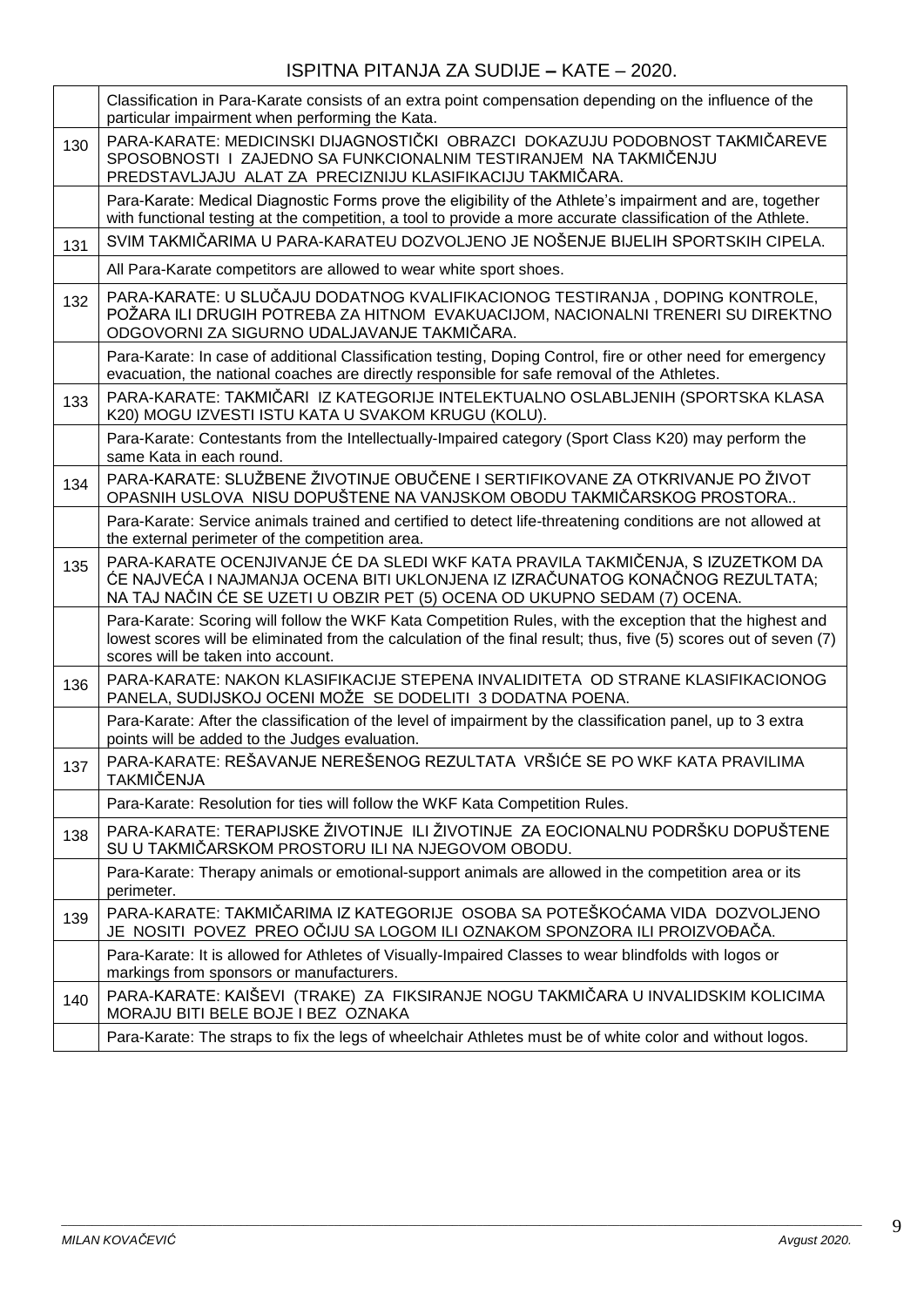# ISPITNA PITANJA ZA SUDIJE – KATE – 2020.

| | |
|---|---|
| | Classification in Para-Karate consists of an extra point compensation depending on the influence of the particular impairment when performing the Kata. |
| 130 | PARA-KARATE: MEDICINSKI DIJAGNOSTIČKI OBRAZCI DOKAZUJU PODOBNOST TAKMIČAREVE SPOSOBNOSTI I ZAJEDNO SA FUNKCIONALNIM TESTIRANJEM NA TAKMIČENJU PREDSTAVLJAJU ALAT ZA PRECIZNIJU KLASIFIKACIJU TAKMIČARA. |
| | Para-Karate: Medical Diagnostic Forms prove the eligibility of the Athlete's impairment and are, together with functional testing at the competition, a tool to provide a more accurate classification of the Athlete. |
| 131 | SVIM TAKMIČARIMA U PARA-KARATEU DOZVOLJENO JE NOŠENJE BIJELIH SPORTSKIH CIPELA. |
| | All Para-Karate competitors are allowed to wear white sport shoes. |
| 132 | PARA-KARATE: U SLUČAJU DODATNOG KVALIFIKACIONOG TESTIRANJA , DOPING KONTROLE, POŽARA ILI DRUGIH POTREBA ZA HITNOM EVAKUACIJOM, NACIONALNI TRENERI SU DIREKTNO ODGOVORNI ZA SIGURNO UDALJAVANJE TAKMIČARA. |
| | Para-Karate: In case of additional Classification testing, Doping Control, fire or other need for emergency evacuation, the national coaches are directly responsible for safe removal of the Athletes. |
| 133 | PARA-KARATE: TAKMIČARI IZ KATEGORIJE INTELEKTUALNO OSLABLJENIH (SPORTSKA KLASA K20) MOGU IZVESTI ISTU KATA U SVAKOM KRUGU (KOLU). |
| | Para-Karate: Contestants from the Intellectually-Impaired category (Sport Class K20) may perform the same Kata in each round. |
| 134 | PARA-KARATE: SLUŽBENE ŽIVOTINJE OBUČENE I SERTIFIKOVANE ZA OTKRIVANJE PO ŽIVOT OPASNIH USLOVA NISU DOPUŠTENE NA VANJSKOM OBODU TAKMIČARSKOG PROSTORA.. |
| | Para-Karate: Service animals trained and certified to detect life-threatening conditions are not allowed at the external perimeter of the competition area. |
| 135 | PARA-KARATE OCENJIVANJE ĆE DA SLEDI WKF KATA PRAVILA TAKMIČENJA, S IZUZETKOM DA ĆE NAJVEĆA I NAJMANJA OCENA BITI UKLONJENA IZ IZRAČUNATOG KONAČNOG REZULTATA; NA TAJ NAČIN ĆE SE UZETI U OBZIR PET (5) OCENA OD UKUPNO SEDAM (7) OCENA. |
| | Para-Karate: Scoring will follow the WKF Kata Competition Rules, with the exception that the highest and lowest scores will be eliminated from the calculation of the final result; thus, five (5) scores out of seven (7) scores will be taken into account. |
| 136 | PARA-KARATE: NAKON KLASIFIKACIJE STEPENA INVALIDITETA OD STRANE KLASIFIKACIONOG PANELA, SUDIJSKOJ OCENI MOŽE SE DODELITI 3 DODATNA POENA. |
| | Para-Karate: After the classification of the level of impairment by the classification panel, up to 3 extra points will be added to the Judges evaluation. |
| 137 | PARA-KARATE: REŠAVANJE NEREŠENOG REZULTATA VRŠIĆE SE PO WKF KATA PRAVILIMA TAKMIČENJA |
| | Para-Karate: Resolution for ties will follow the WKF Kata Competition Rules. |
| 138 | PARA-KARATE: TERAPIJSKE ŽIVOTINJE ILI ŽIVOTINJE ZA EOCIONALNU PODRŠKU DOPUŠTENE SU U TAKMIČARSKOM PROSTORU ILI NA NJEGOVOM OBODU. |
| | Para-Karate: Therapy animals or emotional-support animals are allowed in the competition area or its perimeter. |
| 139 | PARA-KARATE: TAKMIČARIMA IZ KATEGORIJE OSOBA SA POTEŠKOĆAMA VIDA DOZVOLJENO JE NOSITI POVEZ PREO OČIJU SA LOGOM ILI OZNAKOM SPONZORA ILI PROIZVOĐAČA. |
| | Para-Karate: It is allowed for Athletes of Visually-Impaired Classes to wear blindfolds with logos or markings from sponsors or manufacturers. |
| 140 | PARA-KARATE: KAIŠEVI (TRAKE) ZA FIKSIRANJE NOGU TAKMIČARA U INVALIDSKIM KOLICIMA MORAJU BITI BELE BOJE I BEZ OZNAKA |
| | Para-Karate: The straps to fix the legs of wheelchair Athletes must be of white color and without logos. |